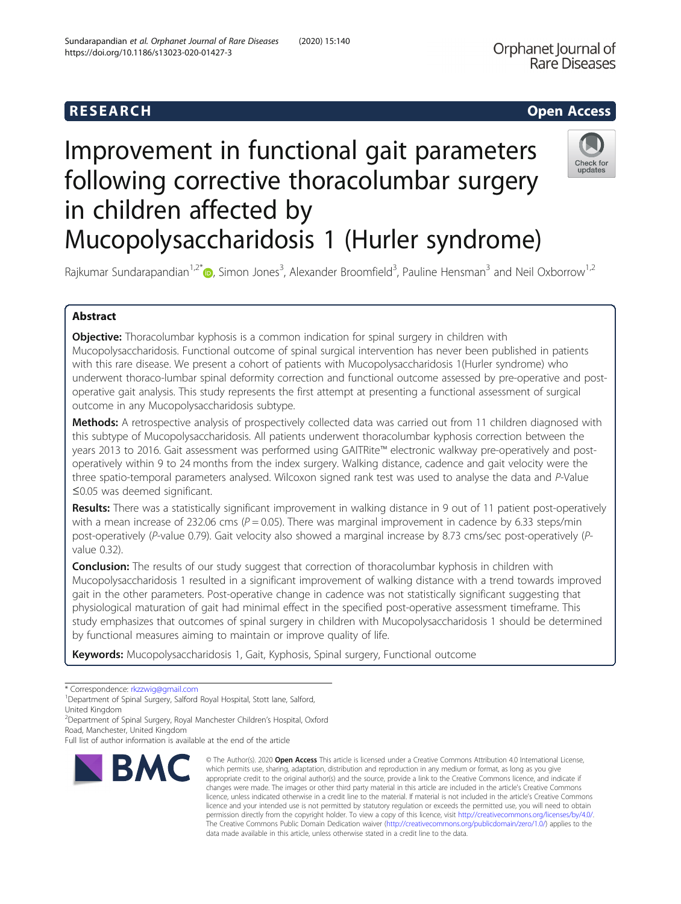RESEARCH

Open Access

# Improvement in functional gait parameters following corrective thoracolumbar surgery in children affected by Mucopolysaccharidosis 1 (Hurler syndrome)

Rajkumar Sundarapandian[1,2*], Simon Jones[3], Alexander Broomfield[3], Pauline Hensman[3] and Neil Oxborrow[1,2]

## Abstract

**Objective:** Thoracolumbar kyphosis is a common indication for spinal surgery in children with Mucopolysaccharidosis. Functional outcome of spinal surgical intervention has never been published in patients with this rare disease. We present a cohort of patients with Mucopolysaccharidosis 1(Hurler syndrome) who underwent thoraco-lumbar spinal deformity correction and functional outcome assessed by pre-operative and post-operative gait analysis. This study represents the first attempt at presenting a functional assessment of surgical outcome in any Mucopolysaccharidosis subtype.

**Methods:** A retrospective analysis of prospectively collected data was carried out from 11 children diagnosed with this subtype of Mucopolysaccharidosis. All patients underwent thoracolumbar kyphosis correction between the years 2013 to 2016. Gait assessment was performed using GAITRite™ electronic walkway pre-operatively and post-operatively within 9 to 24 months from the index surgery. Walking distance, cadence and gait velocity were the three spatio-temporal parameters analysed. Wilcoxon signed rank test was used to analyse the data and *P*-Value ≤0.05 was deemed significant.

**Results:** There was a statistically significant improvement in walking distance in 9 out of 11 patient post-operatively with a mean increase of 232.06 cms ($P = 0.05$). There was marginal improvement in cadence by 6.33 steps/min post-operatively (*P*-value 0.79). Gait velocity also showed a marginal increase by 8.73 cms/sec post-operatively (*P*-value 0.32).

**Conclusion:** The results of our study suggest that correction of thoracolumbar kyphosis in children with Mucopolysaccharidosis 1 resulted in a significant improvement of walking distance with a trend towards improved gait in the other parameters. Post-operative change in cadence was not statistically significant suggesting that physiological maturation of gait had minimal effect in the specified post-operative assessment timeframe. This study emphasizes that outcomes of spinal surgery in children with Mucopolysaccharidosis 1 should be determined by functional measures aiming to maintain or improve quality of life.

**Keywords:** Mucopolysaccharidosis 1, Gait, Kyphosis, Spinal surgery, Functional outcome

\* Correspondence: rkzzwig@gmail.com
[1]Department of Spinal Surgery, Salford Royal Hospital, Stott lane, Salford, United Kingdom
[2]Department of Spinal Surgery, Royal Manchester Children's Hospital, Oxford Road, Manchester, United Kingdom
Full list of author information is available at the end of the article

© The Author(s). 2020 **Open Access** This article is licensed under a Creative Commons Attribution 4.0 International License, which permits use, sharing, adaptation, distribution and reproduction in any medium or format, as long as you give appropriate credit to the original author(s) and the source, provide a link to the Creative Commons licence, and indicate if changes were made. The images or other third party material in this article are included in the article's Creative Commons licence, unless indicated otherwise in a credit line to the material. If material is not included in the article's Creative Commons licence and your intended use is not permitted by statutory regulation or exceeds the permitted use, you will need to obtain permission directly from the copyright holder. To view a copy of this licence, visit http://creativecommons.org/licenses/by/4.0/. The Creative Commons Public Domain Dedication waiver (http://creativecommons.org/publicdomain/zero/1.0/) applies to the data made available in this article, unless otherwise stated in a credit line to the data.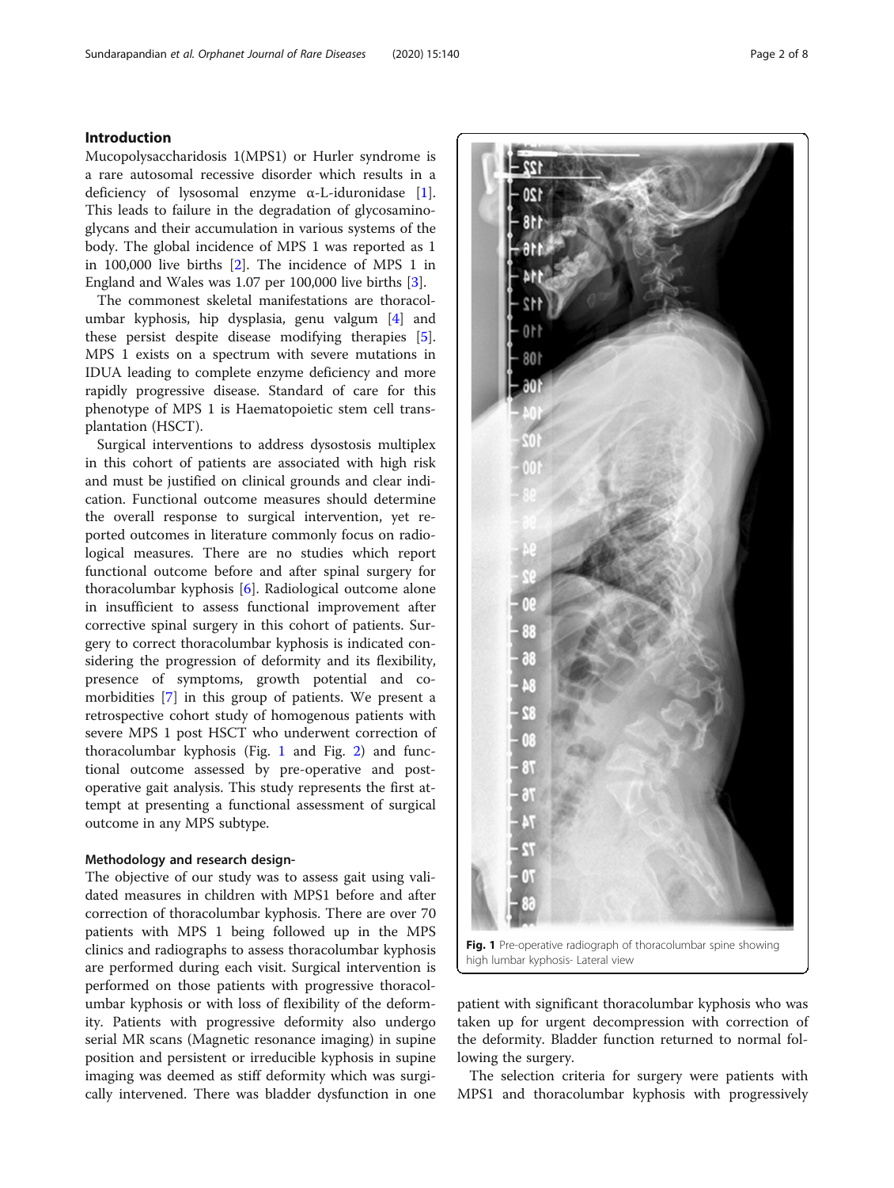## Introduction

Mucopolysaccharidosis 1(MPS1) or Hurler syndrome is a rare autosomal recessive disorder which results in a deficiency of lysosomal enzyme α-L-iduronidase [1]. This leads to failure in the degradation of glycosaminoglycans and their accumulation in various systems of the body. The global incidence of MPS 1 was reported as 1 in 100,000 live births [2]. The incidence of MPS 1 in England and Wales was 1.07 per 100,000 live births [3].

The commonest skeletal manifestations are thoracolumbar kyphosis, hip dysplasia, genu valgum [4] and these persist despite disease modifying therapies [5]. MPS 1 exists on a spectrum with severe mutations in IDUA leading to complete enzyme deficiency and more rapidly progressive disease. Standard of care for this phenotype of MPS 1 is Haematopoietic stem cell transplantation (HSCT).

Surgical interventions to address dysostosis multiplex in this cohort of patients are associated with high risk and must be justified on clinical grounds and clear indication. Functional outcome measures should determine the overall response to surgical intervention, yet reported outcomes in literature commonly focus on radiological measures. There are no studies which report functional outcome before and after spinal surgery for thoracolumbar kyphosis [6]. Radiological outcome alone in insufficient to assess functional improvement after corrective spinal surgery in this cohort of patients. Surgery to correct thoracolumbar kyphosis is indicated considering the progression of deformity and its flexibility, presence of symptoms, growth potential and co-morbidities [7] in this group of patients. We present a retrospective cohort study of homogenous patients with severe MPS 1 post HSCT who underwent correction of thoracolumbar kyphosis (Fig. 1 and Fig. 2) and functional outcome assessed by pre-operative and post-operative gait analysis. This study represents the first attempt at presenting a functional assessment of surgical outcome in any MPS subtype.

### Methodology and research design-

The objective of our study was to assess gait using validated measures in children with MPS1 before and after correction of thoracolumbar kyphosis. There are over 70 patients with MPS 1 being followed up in the MPS clinics and radiographs to assess thoracolumbar kyphosis are performed during each visit. Surgical intervention is performed on those patients with progressive thoracolumbar kyphosis or with loss of flexibility of the deformity. Patients with progressive deformity also undergo serial MR scans (Magnetic resonance imaging) in supine position and persistent or irreducible kyphosis in supine imaging was deemed as stiff deformity which was surgically intervened. There was bladder dysfunction in one patient with significant thoracolumbar kyphosis who was taken up for urgent decompression with correction of the deformity. Bladder function returned to normal following the surgery.

Fig. 1 Pre-operative radiograph of thoracolumbar spine showing high lumbar kyphosis- Lateral view

The selection criteria for surgery were patients with MPS1 and thoracolumbar kyphosis with progressively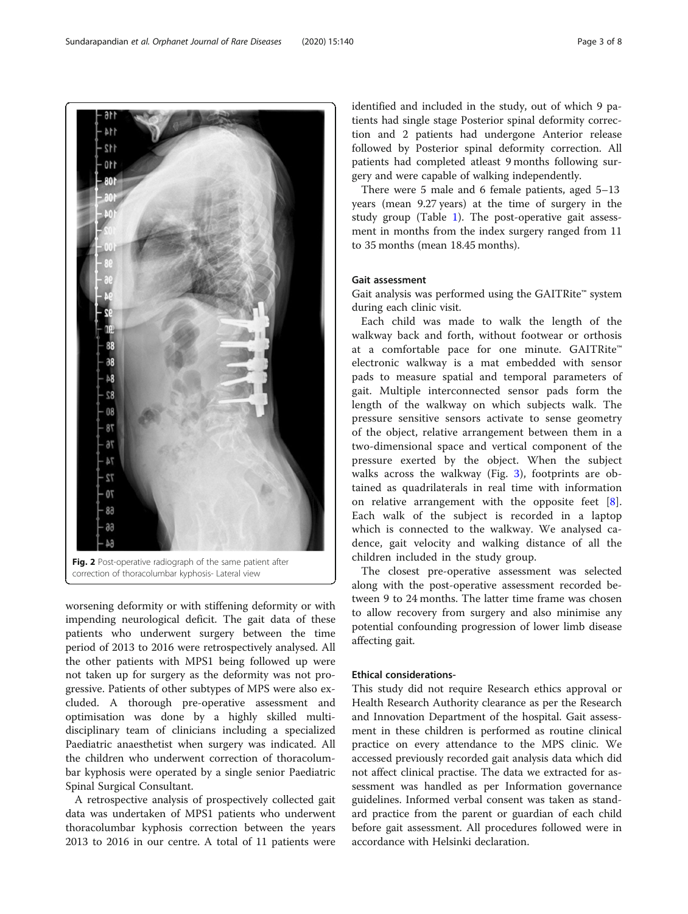Fig. 2 Post-operative radiograph of the same patient after correction of thoracolumbar kyphosis- Lateral view

worsening deformity or with stiffening deformity or with impending neurological deficit. The gait data of these patients who underwent surgery between the time period of 2013 to 2016 were retrospectively analysed. All the other patients with MPS1 being followed up were not taken up for surgery as the deformity was not progressive. Patients of other subtypes of MPS were also excluded. A thorough pre-operative assessment and optimisation was done by a highly skilled multidisciplinary team of clinicians including a specialized Paediatric anaesthetist when surgery was indicated. All the children who underwent correction of thoracolumbar kyphosis were operated by a single senior Paediatric Spinal Surgical Consultant.

A retrospective analysis of prospectively collected gait data was undertaken of MPS1 patients who underwent thoracolumbar kyphosis correction between the years 2013 to 2016 in our centre. A total of 11 patients were identified and included in the study, out of which 9 patients had single stage Posterior spinal deformity correction and 2 patients had undergone Anterior release followed by Posterior spinal deformity correction. All patients had completed atleast 9 months following surgery and were capable of walking independently.

There were 5 male and 6 female patients, aged 5–13 years (mean 9.27 years) at the time of surgery in the study group (Table 1). The post-operative gait assessment in months from the index surgery ranged from 11 to 35 months (mean 18.45 months).

### Gait assessment

Gait analysis was performed using the GAITRite™ system during each clinic visit.

Each child was made to walk the length of the walkway back and forth, without footwear or orthosis at a comfortable pace for one minute. GAITRite™ electronic walkway is a mat embedded with sensor pads to measure spatial and temporal parameters of gait. Multiple interconnected sensor pads form the length of the walkway on which subjects walk. The pressure sensitive sensors activate to sense geometry of the object, relative arrangement between them in a two-dimensional space and vertical component of the pressure exerted by the object. When the subject walks across the walkway (Fig. 3), footprints are obtained as quadrilaterals in real time with information on relative arrangement with the opposite feet [8]. Each walk of the subject is recorded in a laptop which is connected to the walkway. We analysed cadence, gait velocity and walking distance of all the children included in the study group.

The closest pre-operative assessment was selected along with the post-operative assessment recorded between 9 to 24 months. The latter time frame was chosen to allow recovery from surgery and also minimise any potential confounding progression of lower limb disease affecting gait.

### Ethical considerations-

This study did not require Research ethics approval or Health Research Authority clearance as per the Research and Innovation Department of the hospital. Gait assessment in these children is performed as routine clinical practice on every attendance to the MPS clinic. We accessed previously recorded gait analysis data which did not affect clinical practise. The data we extracted for assessment was handled as per Information governance guidelines. Informed verbal consent was taken as standard practice from the parent or guardian of each child before gait assessment. All procedures followed were in accordance with Helsinki declaration.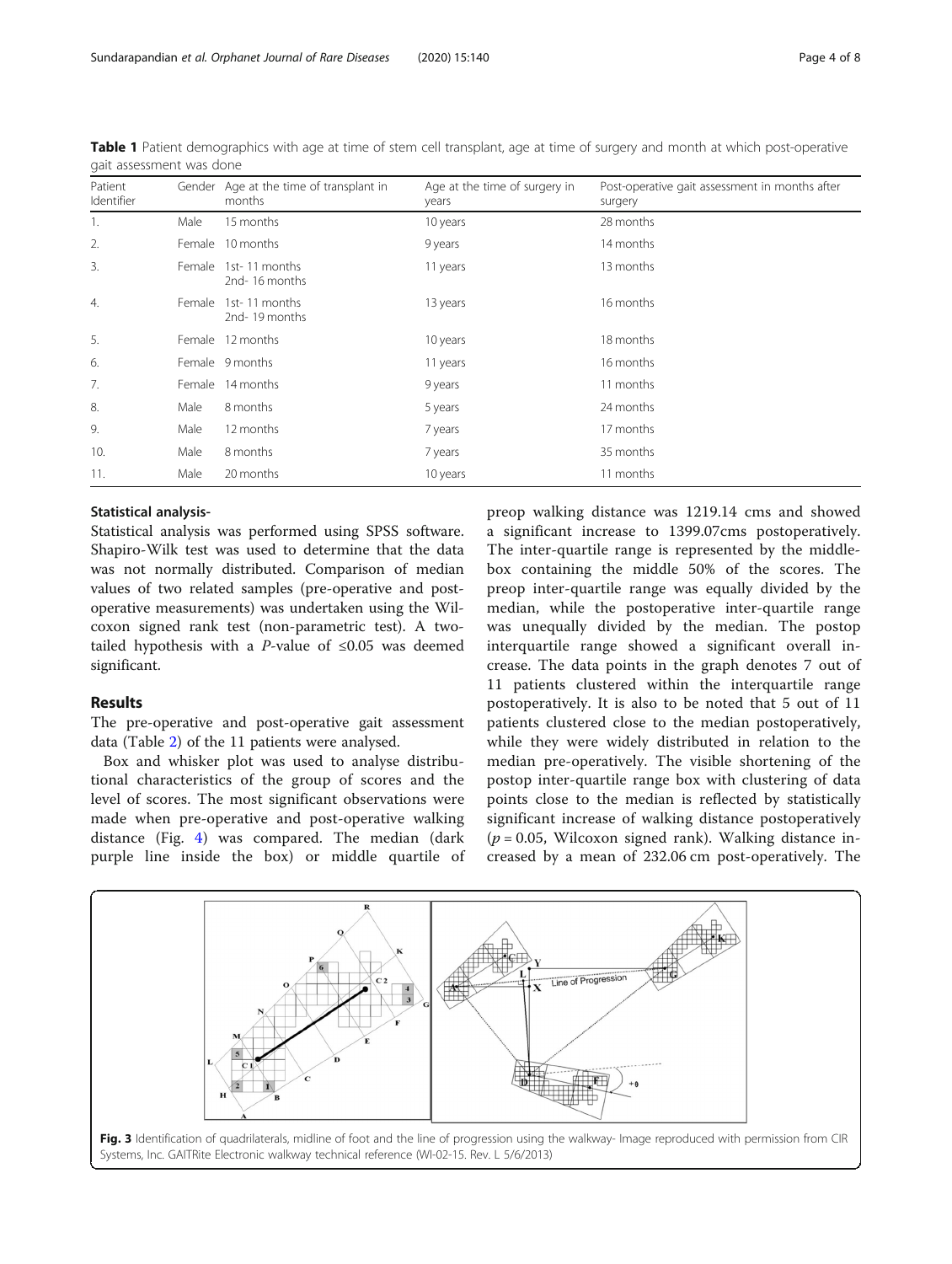**Table 1** Patient demographics with age at time of stem cell transplant, age at time of surgery and month at which post-operative gait assessment was done

| Patient Identifier | Gender | Age at the time of transplant in months | Age at the time of surgery in years | Post-operative gait assessment in months after surgery |
|---|---|---|---|---|
| 1. | Male | 15 months | 10 years | 28 months |
| 2. | Female | 10 months | 9 years | 14 months |
| 3. | Female | 1st- 11 months<br>2nd- 16 months | 11 years | 13 months |
| 4. | Female | 1st- 11 months<br>2nd- 19 months | 13 years | 16 months |
| 5. | Female | 12 months | 10 years | 18 months |
| 6. | Female | 9 months | 11 years | 16 months |
| 7. | Female | 14 months | 9 years | 11 months |
| 8. | Male | 8 months | 5 years | 24 months |
| 9. | Male | 12 months | 7 years | 17 months |
| 10. | Male | 8 months | 7 years | 35 months |
| 11. | Male | 20 months | 10 years | 11 months |

### Statistical analysis-

Statistical analysis was performed using SPSS software. Shapiro-Wilk test was used to determine that the data was not normally distributed. Comparison of median values of two related samples (pre-operative and post-operative measurements) was undertaken using the Wilcoxon signed rank test (non-parametric test). A two-tailed hypothesis with a *P*-value of ≤0.05 was deemed significant.

## Results

The pre-operative and post-operative gait assessment data (Table 2) of the 11 patients were analysed.

Box and whisker plot was used to analyse distributional characteristics of the group of scores and the level of scores. The most significant observations were made when pre-operative and post-operative walking distance (Fig. 4) was compared. The median (dark purple line inside the box) or middle quartile of preop walking distance was 1219.14 cms and showed a significant increase to 1399.07cms postoperatively. The inter-quartile range is represented by the middle-box containing the middle 50% of the scores. The preop inter-quartile range was equally divided by the median, while the postoperative inter-quartile range was unequally divided by the median. The postop interquartile range showed a significant overall increase. The data points in the graph denotes 7 out of 11 patients clustered within the interquartile range postoperatively. It is also to be noted that 5 out of 11 patients clustered close to the median postoperatively, while they were widely distributed in relation to the median pre-operatively. The visible shortening of the postop inter-quartile range box with clustering of data points close to the median is reflected by statistically significant increase of walking distance postoperatively ($p = 0.05$, Wilcoxon signed rank). Walking distance increased by a mean of 232.06 cm post-operatively. The

**Fig. 3** Identification of quadrilaterals, midline of foot and the line of progression using the walkway- Image reproduced with permission from CIR Systems, Inc. GAITRite Electronic walkway technical reference (WI-02-15. Rev. L 5/6/2013)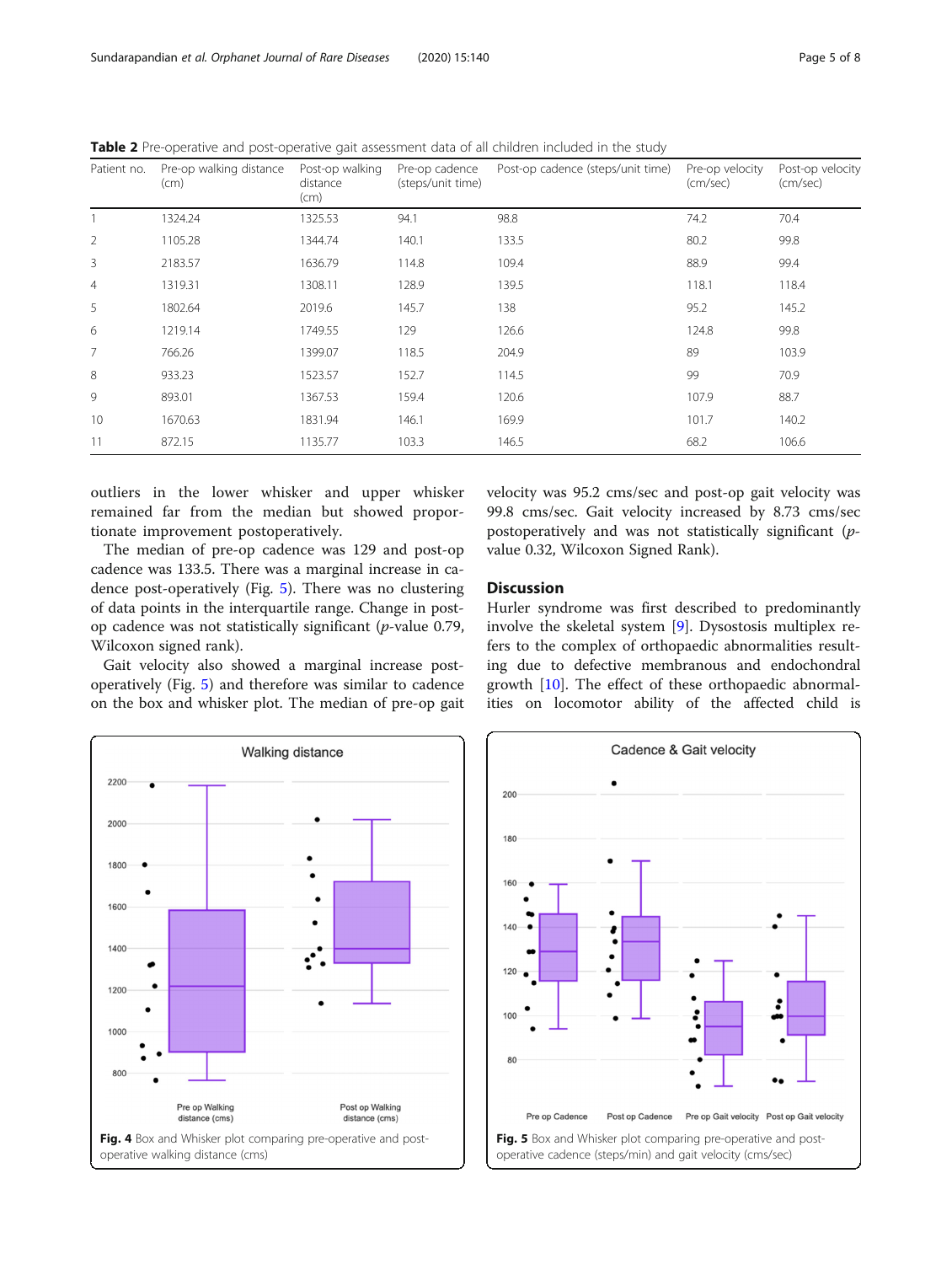**Table 2** Pre-operative and post-operative gait assessment data of all children included in the study

| Patient no. | Pre-op walking distance (cm) | Post-op walking distance (cm) | Pre-op cadence (steps/unit time) | Post-op cadence (steps/unit time) | Pre-op velocity (cm/sec) | Post-op velocity (cm/sec) |
|---|---|---|---|---|---|---|
| 1 | 1324.24 | 1325.53 | 94.1 | 98.8 | 74.2 | 70.4 |
| 2 | 1105.28 | 1344.74 | 140.1 | 133.5 | 80.2 | 99.8 |
| 3 | 2183.57 | 1636.79 | 114.8 | 109.4 | 88.9 | 99.4 |
| 4 | 1319.31 | 1308.11 | 128.9 | 139.5 | 118.1 | 118.4 |
| 5 | 1802.64 | 2019.6 | 145.7 | 138 | 95.2 | 145.2 |
| 6 | 1219.14 | 1749.55 | 129 | 126.6 | 124.8 | 99.8 |
| 7 | 766.26 | 1399.07 | 118.5 | 204.9 | 89 | 103.9 |
| 8 | 933.23 | 1523.57 | 152.7 | 114.5 | 99 | 70.9 |
| 9 | 893.01 | 1367.53 | 159.4 | 120.6 | 107.9 | 88.7 |
| 10 | 1670.63 | 1831.94 | 146.1 | 169.9 | 101.7 | 140.2 |
| 11 | 872.15 | 1135.77 | 103.3 | 146.5 | 68.2 | 106.6 |

outliers in the lower whisker and upper whisker remained far from the median but showed proportionate improvement postoperatively.

The median of pre-op cadence was 129 and post-op cadence was 133.5. There was a marginal increase in cadence post-operatively (Fig. 5). There was no clustering of data points in the interquartile range. Change in post-op cadence was not statistically significant (*p*-value 0.79, Wilcoxon signed rank).

Gait velocity also showed a marginal increase post-operatively (Fig. 5) and therefore was similar to cadence on the box and whisker plot. The median of pre-op gait velocity was 95.2 cms/sec and post-op gait velocity was 99.8 cms/sec. Gait velocity increased by 8.73 cms/sec postoperatively and was not statistically significant (*p*-value 0.32, Wilcoxon Signed Rank).

## Discussion

Hurler syndrome was first described to predominantly involve the skeletal system [9]. Dysostosis multiplex refers to the complex of orthopaedic abnormalities resulting due to defective membranous and endochondral growth [10]. The effect of these orthopaedic abnormalities on locomotor ability of the affected child is

**Fig. 4** Box and Whisker plot comparing pre-operative and post-operative walking distance (cms)

**Fig. 5** Box and Whisker plot comparing pre-operative and post-operative cadence (steps/min) and gait velocity (cms/sec)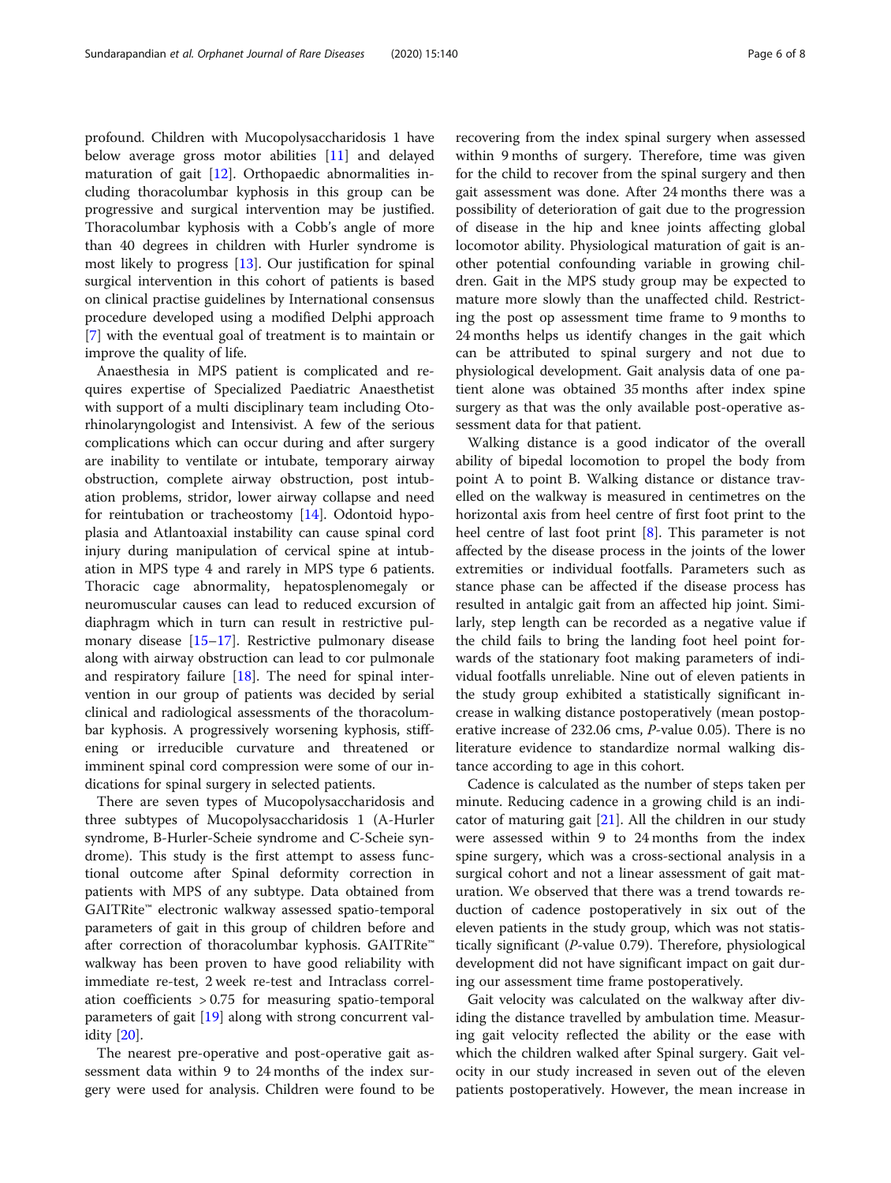profound. Children with Mucopolysaccharidosis 1 have below average gross motor abilities [11] and delayed maturation of gait [12]. Orthopaedic abnormalities including thoracolumbar kyphosis in this group can be progressive and surgical intervention may be justified. Thoracolumbar kyphosis with a Cobb's angle of more than 40 degrees in children with Hurler syndrome is most likely to progress [13]. Our justification for spinal surgical intervention in this cohort of patients is based on clinical practise guidelines by International consensus procedure developed using a modified Delphi approach [7] with the eventual goal of treatment is to maintain or improve the quality of life.

Anaesthesia in MPS patient is complicated and requires expertise of Specialized Paediatric Anaesthetist with support of a multi disciplinary team including Otorhinolaryngologist and Intensivist. A few of the serious complications which can occur during and after surgery are inability to ventilate or intubate, temporary airway obstruction, complete airway obstruction, post intubation problems, stridor, lower airway collapse and need for reintubation or tracheostomy [14]. Odontoid hypoplasia and Atlantoaxial instability can cause spinal cord injury during manipulation of cervical spine at intubation in MPS type 4 and rarely in MPS type 6 patients. Thoracic cage abnormality, hepatosplenomegaly or neuromuscular causes can lead to reduced excursion of diaphragm which in turn can result in restrictive pulmonary disease [15–17]. Restrictive pulmonary disease along with airway obstruction can lead to cor pulmonale and respiratory failure [18]. The need for spinal intervention in our group of patients was decided by serial clinical and radiological assessments of the thoracolumbar kyphosis. A progressively worsening kyphosis, stiffening or irreducible curvature and threatened or imminent spinal cord compression were some of our indications for spinal surgery in selected patients.

There are seven types of Mucopolysaccharidosis and three subtypes of Mucopolysaccharidosis 1 (A-Hurler syndrome, B-Hurler-Scheie syndrome and C-Scheie syndrome). This study is the first attempt to assess functional outcome after Spinal deformity correction in patients with MPS of any subtype. Data obtained from GAITRite™ electronic walkway assessed spatio-temporal parameters of gait in this group of children before and after correction of thoracolumbar kyphosis. GAITRite™ walkway has been proven to have good reliability with immediate re-test, 2 week re-test and Intraclass correlation coefficients > 0.75 for measuring spatio-temporal parameters of gait [19] along with strong concurrent validity [20].

The nearest pre-operative and post-operative gait assessment data within 9 to 24 months of the index surgery were used for analysis. Children were found to be recovering from the index spinal surgery when assessed within 9 months of surgery. Therefore, time was given for the child to recover from the spinal surgery and then gait assessment was done. After 24 months there was a possibility of deterioration of gait due to the progression of disease in the hip and knee joints affecting global locomotor ability. Physiological maturation of gait is another potential confounding variable in growing children. Gait in the MPS study group may be expected to mature more slowly than the unaffected child. Restricting the post op assessment time frame to 9 months to 24 months helps us identify changes in the gait which can be attributed to spinal surgery and not due to physiological development. Gait analysis data of one patient alone was obtained 35 months after index spine surgery as that was the only available post-operative assessment data for that patient.

Walking distance is a good indicator of the overall ability of bipedal locomotion to propel the body from point A to point B. Walking distance or distance travelled on the walkway is measured in centimetres on the horizontal axis from heel centre of first foot print to the heel centre of last foot print [8]. This parameter is not affected by the disease process in the joints of the lower extremities or individual footfalls. Parameters such as stance phase can be affected if the disease process has resulted in antalgic gait from an affected hip joint. Similarly, step length can be recorded as a negative value if the child fails to bring the landing foot heel point forwards of the stationary foot making parameters of individual footfalls unreliable. Nine out of eleven patients in the study group exhibited a statistically significant increase in walking distance postoperatively (mean postoperative increase of 232.06 cms, *P*-value 0.05). There is no literature evidence to standardize normal walking distance according to age in this cohort.

Cadence is calculated as the number of steps taken per minute. Reducing cadence in a growing child is an indicator of maturing gait [21]. All the children in our study were assessed within 9 to 24 months from the index spine surgery, which was a cross-sectional analysis in a surgical cohort and not a linear assessment of gait maturation. We observed that there was a trend towards reduction of cadence postoperatively in six out of the eleven patients in the study group, which was not statistically significant (*P*-value 0.79). Therefore, physiological development did not have significant impact on gait during our assessment time frame postoperatively.

Gait velocity was calculated on the walkway after dividing the distance travelled by ambulation time. Measuring gait velocity reflected the ability or the ease with which the children walked after Spinal surgery. Gait velocity in our study increased in seven out of the eleven patients postoperatively. However, the mean increase in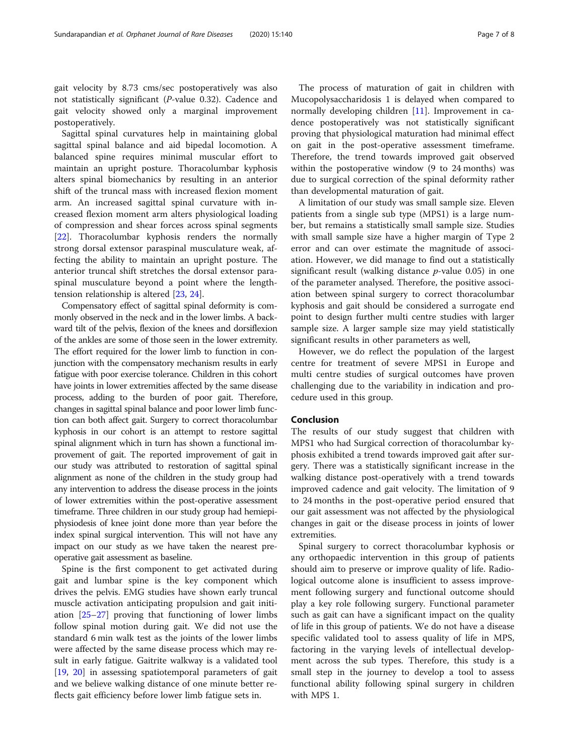gait velocity by 8.73 cms/sec postoperatively was also not statistically significant (P-value 0.32). Cadence and gait velocity showed only a marginal improvement postoperatively.

Sagittal spinal curvatures help in maintaining global sagittal spinal balance and aid bipedal locomotion. A balanced spine requires minimal muscular effort to maintain an upright posture. Thoracolumbar kyphosis alters spinal biomechanics by resulting in an anterior shift of the truncal mass with increased flexion moment arm. An increased sagittal spinal curvature with increased flexion moment arm alters physiological loading of compression and shear forces across spinal segments [22]. Thoracolumbar kyphosis renders the normally strong dorsal extensor paraspinal musculature weak, affecting the ability to maintain an upright posture. The anterior truncal shift stretches the dorsal extensor paraspinal musculature beyond a point where the length-tension relationship is altered [23, 24].

Compensatory effect of sagittal spinal deformity is commonly observed in the neck and in the lower limbs. A backward tilt of the pelvis, flexion of the knees and dorsiflexion of the ankles are some of those seen in the lower extremity. The effort required for the lower limb to function in conjunction with the compensatory mechanism results in early fatigue with poor exercise tolerance. Children in this cohort have joints in lower extremities affected by the same disease process, adding to the burden of poor gait. Therefore, changes in sagittal spinal balance and poor lower limb function can both affect gait. Surgery to correct thoracolumbar kyphosis in our cohort is an attempt to restore sagittal spinal alignment which in turn has shown a functional improvement of gait. The reported improvement of gait in our study was attributed to restoration of sagittal spinal alignment as none of the children in the study group had any intervention to address the disease process in the joints of lower extremities within the post-operative assessment timeframe. Three children in our study group had hemiepiphysiodesis of knee joint done more than year before the index spinal surgical intervention. This will not have any impact on our study as we have taken the nearest preoperative gait assessment as baseline.

Spine is the first component to get activated during gait and lumbar spine is the key component which drives the pelvis. EMG studies have shown early truncal muscle activation anticipating propulsion and gait initiation [25–27] proving that functioning of lower limbs follow spinal motion during gait. We did not use the standard 6 min walk test as the joints of the lower limbs were affected by the same disease process which may result in early fatigue. Gaitrite walkway is a validated tool [19, 20] in assessing spatiotemporal parameters of gait and we believe walking distance of one minute better reflects gait efficiency before lower limb fatigue sets in.

The process of maturation of gait in children with Mucopolysaccharidosis 1 is delayed when compared to normally developing children [11]. Improvement in cadence postoperatively was not statistically significant proving that physiological maturation had minimal effect on gait in the post-operative assessment timeframe. Therefore, the trend towards improved gait observed within the postoperative window (9 to 24 months) was due to surgical correction of the spinal deformity rather than developmental maturation of gait.

A limitation of our study was small sample size. Eleven patients from a single sub type (MPS1) is a large number, but remains a statistically small sample size. Studies with small sample size have a higher margin of Type 2 error and can over estimate the magnitude of association. However, we did manage to find out a statistically significant result (walking distance $p$-value 0.05) in one of the parameter analysed. Therefore, the positive association between spinal surgery to correct thoracolumbar kyphosis and gait should be considered a surrogate end point to design further multi centre studies with larger sample size. A larger sample size may yield statistically significant results in other parameters as well,

However, we do reflect the population of the largest centre for treatment of severe MPS1 in Europe and multi centre studies of surgical outcomes have proven challenging due to the variability in indication and procedure used in this group.

## Conclusion

The results of our study suggest that children with MPS1 who had Surgical correction of thoracolumbar kyphosis exhibited a trend towards improved gait after surgery. There was a statistically significant increase in the walking distance post-operatively with a trend towards improved cadence and gait velocity. The limitation of 9 to 24 months in the post-operative period ensured that our gait assessment was not affected by the physiological changes in gait or the disease process in joints of lower extremities.

Spinal surgery to correct thoracolumbar kyphosis or any orthopaedic intervention in this group of patients should aim to preserve or improve quality of life. Radiological outcome alone is insufficient to assess improvement following surgery and functional outcome should play a key role following surgery. Functional parameter such as gait can have a significant impact on the quality of life in this group of patients. We do not have a disease specific validated tool to assess quality of life in MPS, factoring in the varying levels of intellectual development across the sub types. Therefore, this study is a small step in the journey to develop a tool to assess functional ability following spinal surgery in children with MPS 1.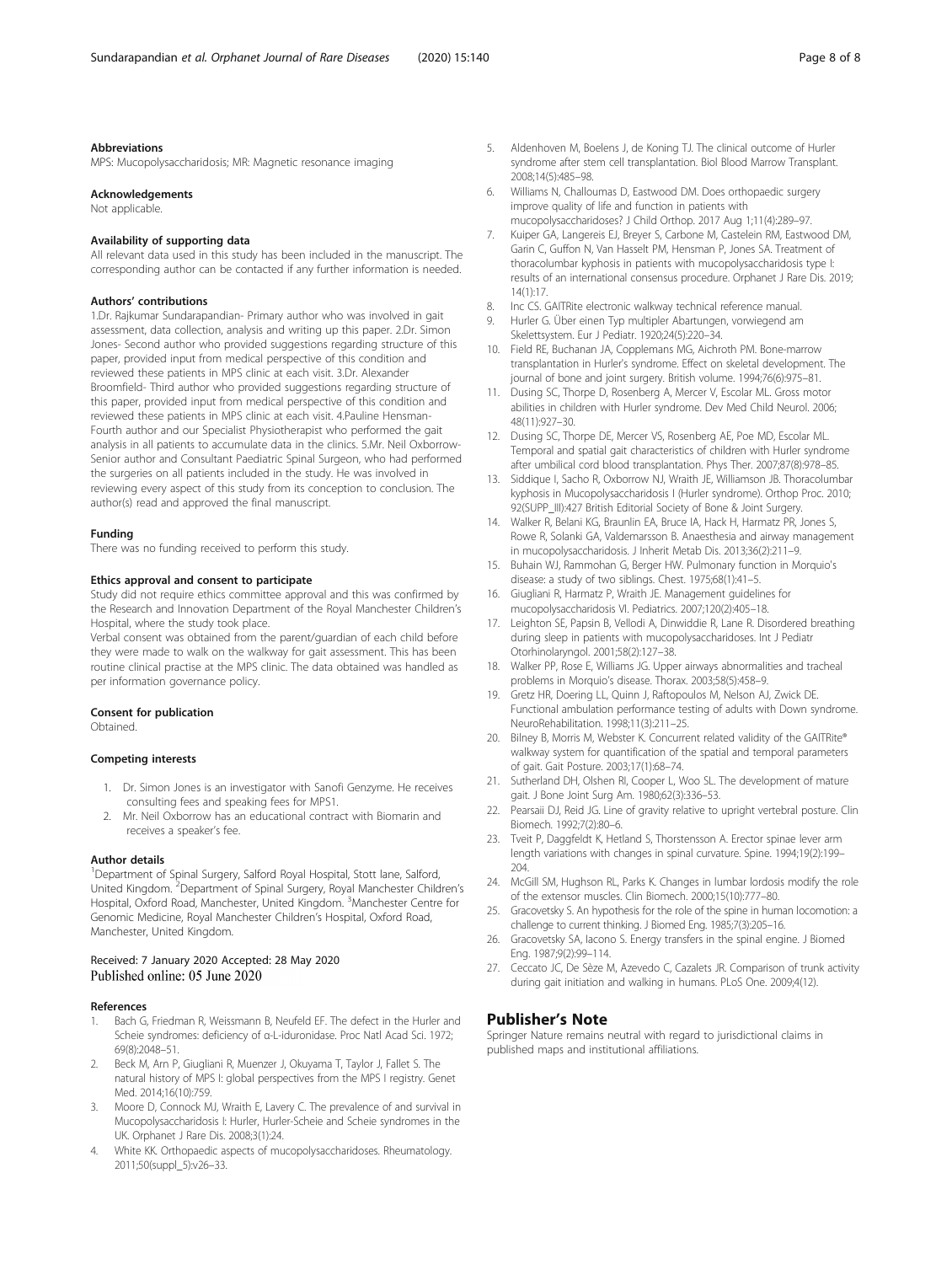### Abbreviations

MPS: Mucopolysaccharidosis; MR: Magnetic resonance imaging

### Acknowledgements

Not applicable.

### Availability of supporting data

All relevant data used in this study has been included in the manuscript. The corresponding author can be contacted if any further information is needed.

### Authors' contributions

1.Dr. Rajkumar Sundarapandian- Primary author who was involved in gait assessment, data collection, analysis and writing up this paper. 2.Dr. Simon Jones- Second author who provided suggestions regarding structure of this paper, provided input from medical perspective of this condition and reviewed these patients in MPS clinic at each visit. 3.Dr. Alexander Broomfield- Third author who provided suggestions regarding structure of this paper, provided input from medical perspective of this condition and reviewed these patients in MPS clinic at each visit. 4.Pauline Hensman-Fourth author and our Specialist Physiotherapist who performed the gait analysis in all patients to accumulate data in the clinics. 5.Mr. Neil Oxborrow-Senior author and Consultant Paediatric Spinal Surgeon, who had performed the surgeries on all patients included in the study. He was involved in reviewing every aspect of this study from its conception to conclusion. The author(s) read and approved the final manuscript.

### Funding

There was no funding received to perform this study.

### Ethics approval and consent to participate

Study did not require ethics committee approval and this was confirmed by the Research and Innovation Department of the Royal Manchester Children's Hospital, where the study took place.

Verbal consent was obtained from the parent/guardian of each child before they were made to walk on the walkway for gait assessment. This has been routine clinical practise at the MPS clinic. The data obtained was handled as per information governance policy.

### Consent for publication

Obtained.

### Competing interests

1. Dr. Simon Jones is an investigator with Sanofi Genzyme. He receives consulting fees and speaking fees for MPS1.
2. Mr. Neil Oxborrow has an educational contract with Biomarin and receives a speaker's fee.

### Author details

[1]Department of Spinal Surgery, Salford Royal Hospital, Stott lane, Salford, United Kingdom. [2]Department of Spinal Surgery, Royal Manchester Children's Hospital, Oxford Road, Manchester, United Kingdom. [3]Manchester Centre for Genomic Medicine, Royal Manchester Children's Hospital, Oxford Road, Manchester, United Kingdom.

Received: 7 January 2020 Accepted: 28 May 2020
Published online: 05 June 2020

### References

1. Bach G, Friedman R, Weissmann B, Neufeld EF. The defect in the Hurler and Scheie syndromes: deficiency of α-L-iduronidase. Proc Natl Acad Sci. 1972; 69(8):2048–51.
2. Beck M, Arn P, Giugliani R, Muenzer J, Okuyama T, Taylor J, Fallet S. The natural history of MPS I: global perspectives from the MPS I registry. Genet Med. 2014;16(10):759.
3. Moore D, Connock MJ, Wraith E, Lavery C. The prevalence of and survival in Mucopolysaccharidosis I: Hurler, Hurler-Scheie and Scheie syndromes in the UK. Orphanet J Rare Dis. 2008;3(1):24.
4. White KK. Orthopaedic aspects of mucopolysaccharidoses. Rheumatology. 2011;50(suppl_5):v26–33.
5. Aldenhoven M, Boelens J, de Koning TJ. The clinical outcome of Hurler syndrome after stem cell transplantation. Biol Blood Marrow Transplant. 2008;14(5):485–98.
6. Williams N, Challoumas D, Eastwood DM. Does orthopaedic surgery improve quality of life and function in patients with mucopolysaccharidoses? J Child Orthop. 2017 Aug 1;11(4):289–97.
7. Kuiper GA, Langereis EJ, Breyer S, Carbone M, Castelein RM, Eastwood DM, Garin C, Guffon N, Van Hasselt PM, Hensman P, Jones SA. Treatment of thoracolumbar kyphosis in patients with mucopolysaccharidosis type I: results of an international consensus procedure. Orphanet J Rare Dis. 2019; 14(1):17.
8. Inc CS. GAITRite electronic walkway technical reference manual.
9. Hurler G. Über einen Typ multipler Abartungen, vorwiegend am Skelettsystem. Eur J Pediatr. 1920;24(5):220–34.
10. Field RE, Buchanan JA, Copplemans MG, Aichroth PM. Bone-marrow transplantation in Hurler's syndrome. Effect on skeletal development. The journal of bone and joint surgery. British volume. 1994;76(6):975–81.
11. Dusing SC, Thorpe D, Rosenberg A, Mercer V, Escolar ML. Gross motor abilities in children with Hurler syndrome. Dev Med Child Neurol. 2006; 48(11):927–30.
12. Dusing SC, Thorpe DE, Mercer VS, Rosenberg AE, Poe MD, Escolar ML. Temporal and spatial gait characteristics of children with Hurler syndrome after umbilical cord blood transplantation. Phys Ther. 2007;87(8):978–85.
13. Siddique I, Sacho R, Oxborrow NJ, Wraith JE, Williamson JB. Thoracolumbar kyphosis in Mucopolysaccharidosis I (Hurler syndrome). Orthop Proc. 2010; 92(SUPP_III):427 British Editorial Society of Bone & Joint Surgery.
14. Walker R, Belani KG, Braunlin EA, Bruce IA, Hack H, Harmatz PR, Jones S, Rowe R, Solanki GA, Valdemarsson B. Anaesthesia and airway management in mucopolysaccharidosis. J Inherit Metab Dis. 2013;36(2):211–9.
15. Buhain WJ, Rammohan G, Berger HW. Pulmonary function in Morquio's disease: a study of two siblings. Chest. 1975;68(1):41–5.
16. Giugliani R, Harmatz P, Wraith JE. Management guidelines for mucopolysaccharidosis VI. Pediatrics. 2007;120(2):405–18.
17. Leighton SE, Papsin B, Vellodi A, Dinwiddie R, Lane R. Disordered breathing during sleep in patients with mucopolysaccharidoses. Int J Pediatr Otorhinolaryngol. 2001;58(2):127–38.
18. Walker PP, Rose E, Williams JG. Upper airways abnormalities and tracheal problems in Morquio's disease. Thorax. 2003;58(5):458–9.
19. Gretz HR, Doering LL, Quinn J, Raftopoulos M, Nelson AJ, Zwick DE. Functional ambulation performance testing of adults with Down syndrome. NeuroRehabilitation. 1998;11(3):211–25.
20. Bilney B, Morris M, Webster K. Concurrent related validity of the GAITRite® walkway system for quantification of the spatial and temporal parameters of gait. Gait Posture. 2003;17(1):68–74.
21. Sutherland DH, Olshen RI, Cooper L, Woo SL. The development of mature gait. J Bone Joint Surg Am. 1980;62(3):336–53.
22. Pearsaii DJ, Reid JG. Line of gravity relative to upright vertebral posture. Clin Biomech. 1992;7(2):80–6.
23. Tveit P, Daggfeldt K, Hetland S, Thorstensson A. Erector spinae lever arm length variations with changes in spinal curvature. Spine. 1994;19(2):199–204.
24. McGill SM, Hughson RL, Parks K. Changes in lumbar lordosis modify the role of the extensor muscles. Clin Biomech. 2000;15(10):777–80.
25. Gracovetsky S. An hypothesis for the role of the spine in human locomotion: a challenge to current thinking. J Biomed Eng. 1985;7(3):205–16.
26. Gracovetsky SA, Iacono S. Energy transfers in the spinal engine. J Biomed Eng. 1987;9(2):99–114.
27. Ceccato JC, De Sèze M, Azevedo C, Cazalets JR. Comparison of trunk activity during gait initiation and walking in humans. PLoS One. 2009;4(12).

## Publisher's Note

Springer Nature remains neutral with regard to jurisdictional claims in published maps and institutional affiliations.